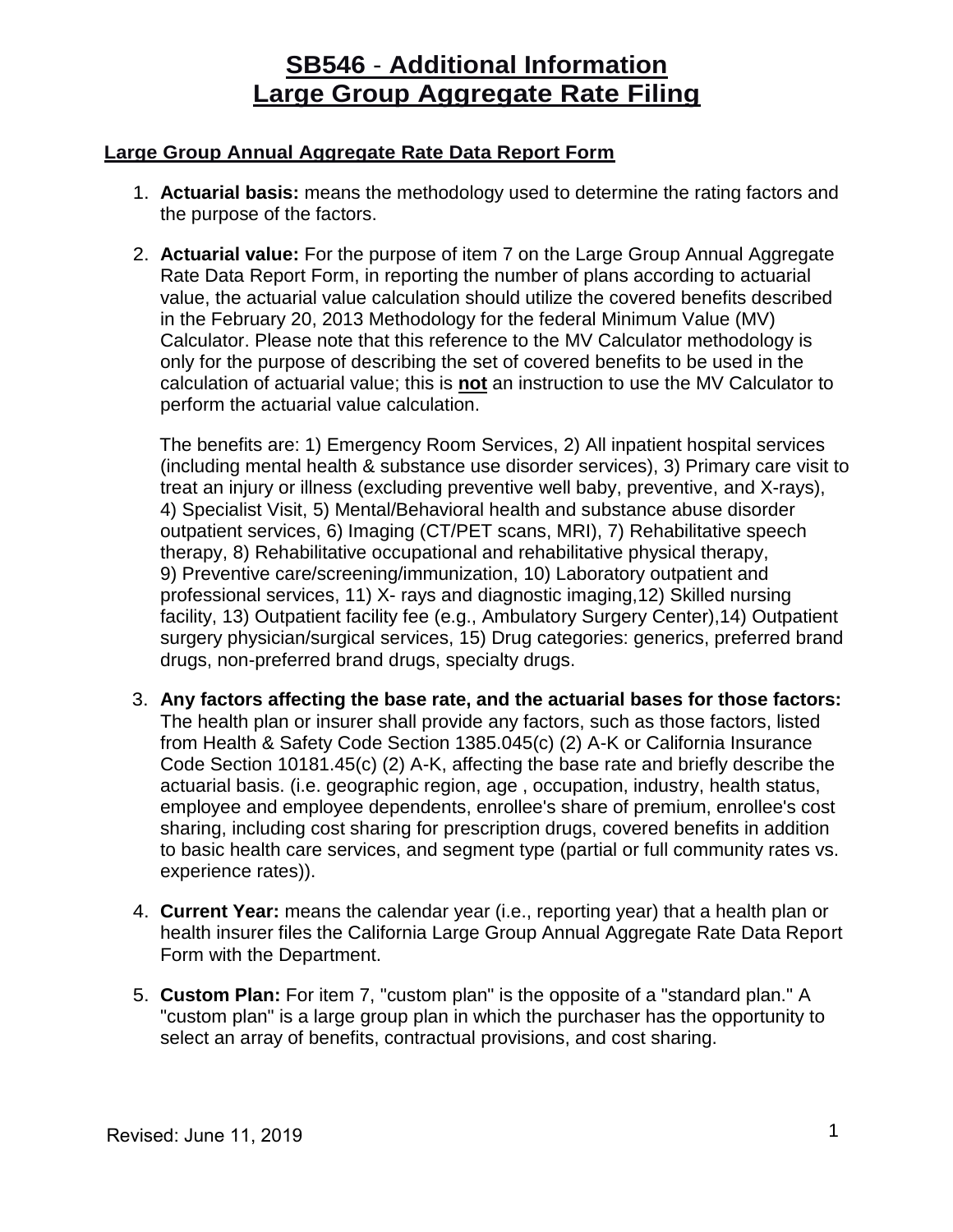# SB546 - Additional Information
# Large Group Aggregate Rate Filing

## Large Group Annual Aggregate Rate Data Report Form

1. **Actuarial basis:** means the methodology used to determine the rating factors and the purpose of the factors.

2. **Actuarial value:** For the purpose of item 7 on the Large Group Annual Aggregate Rate Data Report Form, in reporting the number of plans according to actuarial value, the actuarial value calculation should utilize the covered benefits described in the February 20, 2013 Methodology for the federal Minimum Value (MV) Calculator. Please note that this reference to the MV Calculator methodology is only for the purpose of describing the set of covered benefits to be used in the calculation of actuarial value; this is **not** an instruction to use the MV Calculator to perform the actuarial value calculation.

   The benefits are: 1) Emergency Room Services, 2) All inpatient hospital services (including mental health & substance use disorder services), 3) Primary care visit to treat an injury or illness (excluding preventive well baby, preventive, and X-rays), 4) Specialist Visit, 5) Mental/Behavioral health and substance abuse disorder outpatient services, 6) Imaging (CT/PET scans, MRI), 7) Rehabilitative speech therapy, 8) Rehabilitative occupational and rehabilitative physical therapy, 9) Preventive care/screening/immunization, 10) Laboratory outpatient and professional services, 11) X- rays and diagnostic imaging,12) Skilled nursing facility, 13) Outpatient facility fee (e.g., Ambulatory Surgery Center),14) Outpatient surgery physician/surgical services, 15) Drug categories: generics, preferred brand drugs, non-preferred brand drugs, specialty drugs.

3. **Any factors affecting the base rate, and the actuarial bases for those factors:** The health plan or insurer shall provide any factors, such as those factors, listed from Health & Safety Code Section 1385.045(c) (2) A-K or California Insurance Code Section 10181.45(c) (2) A-K, affecting the base rate and briefly describe the actuarial basis. (i.e. geographic region, age , occupation, industry, health status, employee and employee dependents, enrollee's share of premium, enrollee's cost sharing, including cost sharing for prescription drugs, covered benefits in addition to basic health care services, and segment type (partial or full community rates vs. experience rates)).

4. **Current Year:** means the calendar year (i.e., reporting year) that a health plan or health insurer files the California Large Group Annual Aggregate Rate Data Report Form with the Department.

5. **Custom Plan:** For item 7, "custom plan" is the opposite of a "standard plan." A "custom plan" is a large group plan in which the purchaser has the opportunity to select an array of benefits, contractual provisions, and cost sharing.

Revised: June 11, 2019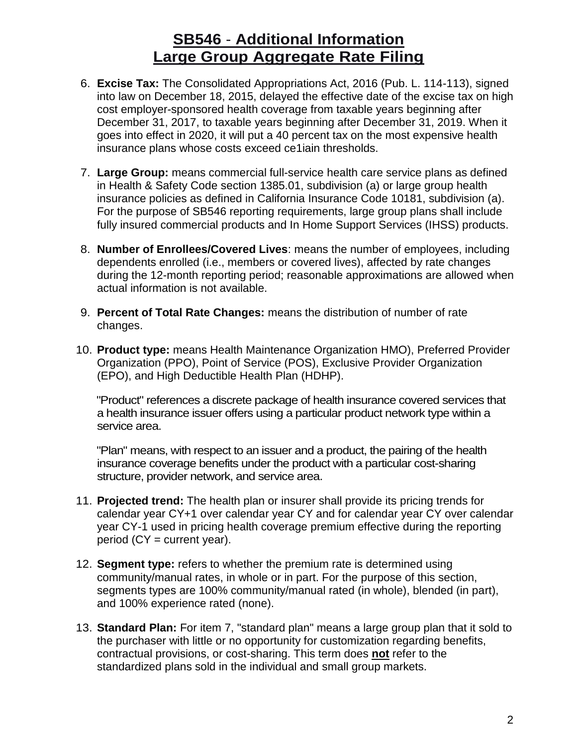# SB546 - Additional Information
# Large Group Aggregate Rate Filing

6. **Excise Tax:** The Consolidated Appropriations Act, 2016 (Pub. L. 114-113), signed into law on December 18, 2015, delayed the effective date of the excise tax on high cost employer-sponsored health coverage from taxable years beginning after December 31, 2017, to taxable years beginning after December 31, 2019. When it goes into effect in 2020, it will put a 40 percent tax on the most expensive health insurance plans whose costs exceed ce1iain thresholds.

7. **Large Group:** means commercial full-service health care service plans as defined in Health & Safety Code section 1385.01, subdivision (a) or large group health insurance policies as defined in California Insurance Code 10181, subdivision (a). For the purpose of SB546 reporting requirements, large group plans shall include fully insured commercial products and In Home Support Services (IHSS) products.

8. **Number of Enrollees/Covered Lives**: means the number of employees, including dependents enrolled (i.e., members or covered lives), affected by rate changes during the 12-month reporting period; reasonable approximations are allowed when actual information is not available.

9. **Percent of Total Rate Changes:** means the distribution of number of rate changes.

10. **Product type:** means Health Maintenance Organization HMO), Preferred Provider Organization (PPO), Point of Service (POS), Exclusive Provider Organization (EPO), and High Deductible Health Plan (HDHP).

    "Product" references a discrete package of health insurance covered services that a health insurance issuer offers using a particular product network type within a service area.

    "Plan" means, with respect to an issuer and a product, the pairing of the health insurance coverage benefits under the product with a particular cost-sharing structure, provider network, and service area.

11. **Projected trend:** The health plan or insurer shall provide its pricing trends for calendar year CY+1 over calendar year CY and for calendar year CY over calendar year CY-1 used in pricing health coverage premium effective during the reporting period (CY = current year).

12. **Segment type:** refers to whether the premium rate is determined using community/manual rates, in whole or in part. For the purpose of this section, segments types are 100% community/manual rated (in whole), blended (in part), and 100% experience rated (none).

13. **Standard Plan:** For item 7, "standard plan" means a large group plan that it sold to the purchaser with little or no opportunity for customization regarding benefits, contractual provisions, or cost-sharing. This term does **not** refer to the standardized plans sold in the individual and small group markets.